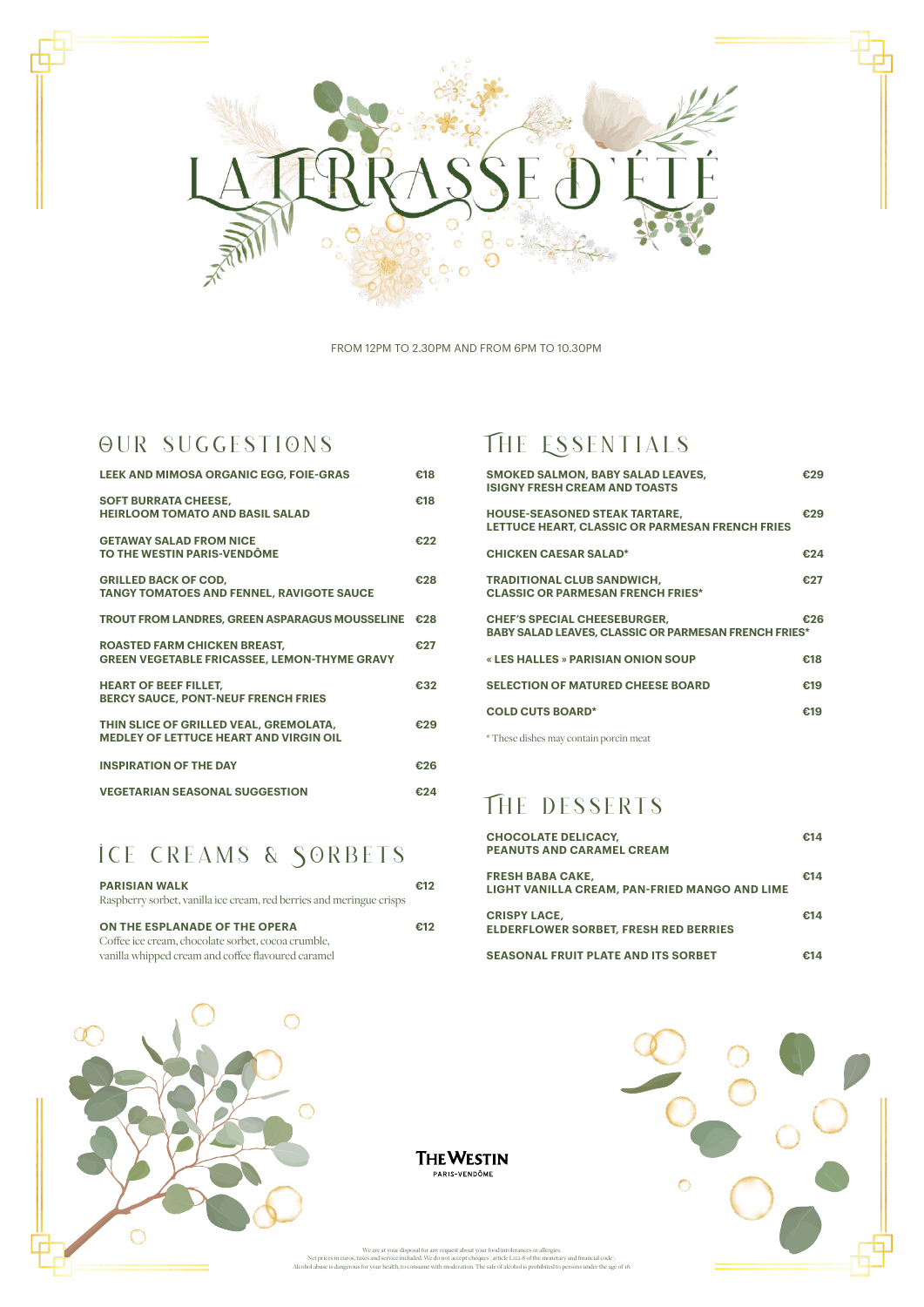# LA TERRASSE D'ÉTÉ

FROM 12PM TO 2.30PM AND FROM 6PM TO 10.30PM

## OUR SUGGESTIONS

| | |
|---|---|
| **LEEK AND MIMOSA ORGANIC EGG, FOIE-GRAS** | **€18** |
| **SOFT BURRATA CHEESE, HEIRLOOM TOMATO AND BASIL SALAD** | **€18** |
| **GETAWAY SALAD FROM NICE TO THE WESTIN PARIS-VENDÔME** | **€22** |
| **GRILLED BACK OF COD, TANGY TOMATOES AND FENNEL, RAVIGOTE SAUCE** | **€28** |
| **TROUT FROM LANDRES, GREEN ASPARAGUS MOUSSELINE** | **€28** |
| **ROASTED FARM CHICKEN BREAST, GREEN VEGETABLE FRICASSEE, LEMON-THYME GRAVY** | **€27** |
| **HEART OF BEEF FILLET, BERCY SAUCE, PONT-NEUF FRENCH FRIES** | **€32** |
| **THIN SLICE OF GRILLED VEAL, GREMOLATA, MEDLEY OF LETTUCE HEART AND VIRGIN OIL** | **€29** |
| **INSPIRATION OF THE DAY** | **€26** |
| **VEGETARIAN SEASONAL SUGGESTION** | **€24** |

## ICE CREAMS & SORBETS

**PARISIAN WALK** — **€12**
Raspberry sorbet, vanilla ice cream, red berries and meringue crisps

**ON THE ESPLANADE OF THE OPERA** — **€12**
Coffee ice cream, chocolate sorbet, cocoa crumble, vanilla whipped cream and coffee flavoured caramel

## THE ESSENTIALS

| | |
|---|---|
| **SMOKED SALMON, BABY SALAD LEAVES, ISIGNY FRESH CREAM AND TOASTS** | **€29** |
| **HOUSE-SEASONED STEAK TARTARE, LETTUCE HEART, CLASSIC OR PARMESAN FRENCH FRIES** | **€29** |
| **CHICKEN CAESAR SALAD*** | **€24** |
| **TRADITIONAL CLUB SANDWICH, CLASSIC OR PARMESAN FRENCH FRIES*** | **€27** |
| **CHEF'S SPECIAL CHEESEBURGER, BABY SALAD LEAVES, CLASSIC OR PARMESAN FRENCH FRIES*** | **€26** |
| **« LES HALLES » PARISIAN ONION SOUP** | **€18** |
| **SELECTION OF MATURED CHEESE BOARD** | **€19** |
| **COLD CUTS BOARD*** | **€19** |

* These dishes may contain porcin meat

## THE DESSERTS

| | |
|---|---|
| **CHOCOLATE DELICACY, PEANUTS AND CARAMEL CREAM** | **€14** |
| **FRESH BABA CAKE, LIGHT VANILLA CREAM, PAN-FRIED MANGO AND LIME** | **€14** |
| **CRISPY LACE, ELDERFLOWER SORBET, FRESH RED BERRIES** | **€14** |
| **SEASONAL FRUIT PLATE AND ITS SORBET** | **€14** |

THE WESTIN
PARIS-VENDÔME

We are at your disposal for any request about your food intolerances or allergies.
Net prices in euros, taxes and service included. We do not accept cheques (article L112-8 of the monetary and financial code).
Alcohol abuse is dangerous for your health, to consume with moderation. The sale of alcohol is prohibited to persons under the age of 18.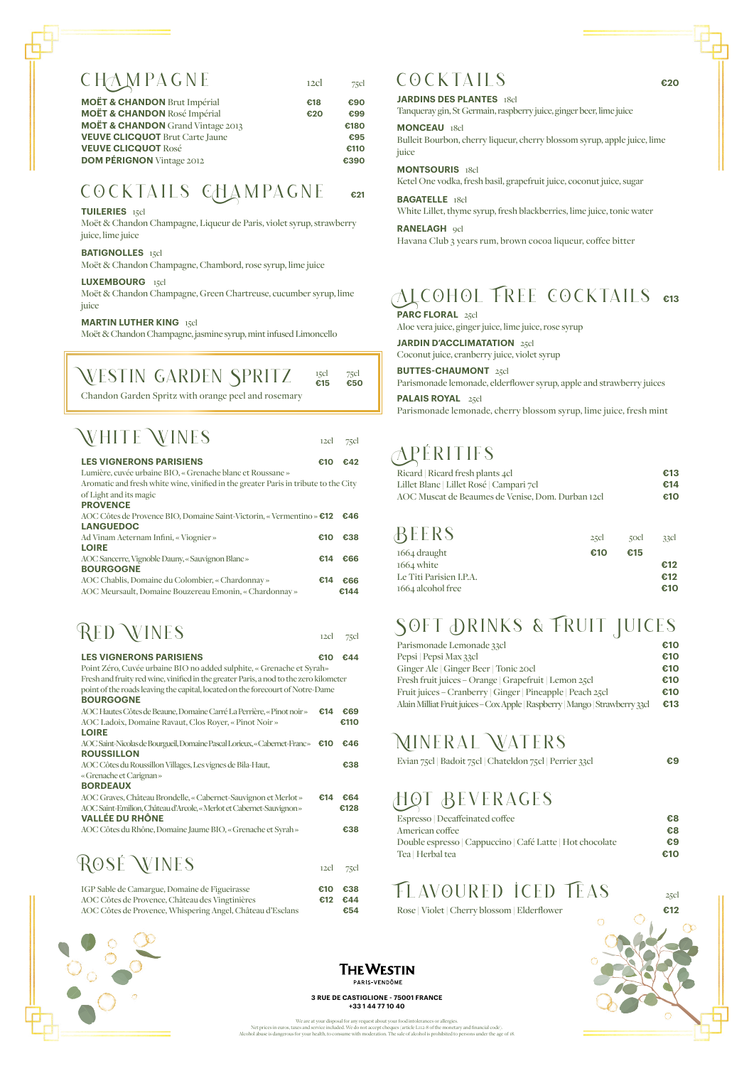## CHAMPAGNE

| | 12cl | 75cl |
|---|---|---|
| **MOËT & CHANDON** Brut Impérial | €18 | €90 |
| **MOËT & CHANDON** Rosé Impérial | €20 | €99 |
| **MOËT & CHANDON** Grand Vintage 2013 | | €180 |
| **VEUVE CLICQUOT** Brut Carte Jaune | | €95 |
| **VEUVE CLICQUOT** Rosé | | €110 |
| **DOM PÉRIGNON** Vintage 2012 | | €390 |

## COCKTAILS CHAMPAGNE €21

**TUILERIES** 15cl
Moët & Chandon Champagne, Liqueur de Paris, violet syrup, strawberry juice, lime juice

**BATIGNOLLES** 15cl
Moët & Chandon Champagne, Chambord, rose syrup, lime juice

**LUXEMBOURG** 15cl
Moët & Chandon Champagne, Green Chartreuse, cucumber syrup, lime juice

**MARTIN LUTHER KING** 15cl
Moët & Chandon Champagne, jasmine syrup, mint infused Limoncello

## WESTIN GARDEN SPRITZ

| | 15cl | 75cl |
|---|---|---|
| Chandon Garden Spritz with orange peel and rosemary | €15 | €50 |

## WHITE WINES

| | 12cl | 75cl |
|---|---|---|
| **LES VIGNERONS PARISIENS** | €10 | €42 |
| Lumière, cuvée urbaine BIO, « Grenache blanc et Roussane » | | |
| Aromatic and fresh white wine, vinified in the greater Paris in tribute to the City of Light and its magic | | |
| **PROVENCE** | | |
| AOC Côtes de Provence BIO, Domaine Saint-Victorin, « Vermentino » | €12 | €46 |
| **LANGUEDOC** | | |
| Ad Vinam Aeternam Infini, « Viognier » | €10 | €38 |
| **LOIRE** | | |
| AOC Sancerre, Vignoble Dauny, « Sauvignon Blanc » | €14 | €66 |
| **BOURGOGNE** | | |
| AOC Chablis, Domaine du Colombier, « Chardonnay » | €14 | €66 |
| AOC Meursault, Domaine Bouzereau Emonin, « Chardonnay » | | €144 |

## RED WINES

| | 12cl | 75cl |
|---|---|---|
| **LES VIGNERONS PARISIENS** | €10 | €44 |
| Point Zéro, Cuvée urbaine BIO no added sulphite, « Grenache et Syrah» | | |
| Fresh and fruity red wine, vinified in the greater Paris, a nod to the zero kilometer point of the roads leaving the capital, located on the forecourt of Notre-Dame | | |
| **BOURGOGNE** | | |
| AOC Hautes Côtes de Beaune, Domaine Carré La Perrière, « Pinot noir » | €14 | €69 |
| AOC Ladoix, Domaine Ravaut, Clos Royer, « Pinot Noir » | | €110 |
| **LOIRE** | | |
| AOC Saint-Nicolas de Bourgueil, Domaine Pascal Lorieux, « Cabernet-Franc » | €10 | €46 |
| **ROUSSILLON** | | |
| AOC Côtes du Roussillon Villages, Les vignes de Bila-Haut, « Grenache et Carignan » | | €38 |
| **BORDEAUX** | | |
| AOC Graves, Château Brondelle, « Cabernet-Sauvignon et Merlot » | €14 | €64 |
| AOC Saint-Emilion, Château d'Arcole, « Merlot et Cabernet-Sauvignon » | | €128 |
| **VALLÉE DU RHÔNE** | | |
| AOC Côtes du Rhône, Domaine Jaume BIO, « Grenache et Syrah » | | €38 |

## ROSÉ WINES

| | 12cl | 75cl |
|---|---|---|
| IGP Sable de Camargue, Domaine de Figueirasse | €10 | €38 |
| AOC Côtes de Provence, Château des Vingtinières | €12 | €44 |
| AOC Côtes de Provence, Whispering Angel, Château d'Esclans | | €54 |

## COCKTAILS €20

**JARDINS DES PLANTES** 18cl
Tanqueray gin, St Germain, raspberry juice, ginger beer, lime juice

**MONCEAU** 18cl
Bulleit Bourbon, cherry liqueur, cherry blossom syrup, apple juice, lime juice

**MONTSOURIS** 18cl
Ketel One vodka, fresh basil, grapefruit juice, coconut juice, sugar

**BAGATELLE** 18cl
White Lillet, thyme syrup, fresh blackberries, lime juice, tonic water

**RANELAGH** 9cl
Havana Club 3 years rum, brown cocoa liqueur, coffee bitter

## ALCOHOL FREE COCKTAILS €13

**PARC FLORAL** 25cl
Aloe vera juice, ginger juice, lime juice, rose syrup

**JARDIN D'ACCLIMATATION** 25cl
Coconut juice, cranberry juice, violet syrup

**BUTTES-CHAUMONT** 25cl
Parismonade lemonade, elderflower syrup, apple and strawberry juices

**PALAIS ROYAL** 25cl
Parismonade lemonade, cherry blossom syrup, lime juice, fresh mint

## APÉRITIFS

| | |
|---|---|
| Ricard \| Ricard fresh plants 4cl | €13 |
| Lillet Blanc \| Lillet Rosé \| Campari 7cl | €14 |
| AOC Muscat de Beaumes de Venise, Dom. Durban 12cl | €10 |

## BEERS

| | 25cl | 50cl | 33cl |
|---|---|---|---|
| 1664 draught | €10 | €15 | |
| 1664 white | | | €12 |
| Le Titi Parisien I.P.A. | | | €12 |
| 1664 alcohol free | | | €10 |

## SOFT DRINKS & FRUIT JUICES

| | |
|---|---|
| Parismonade Lemonade 33cl | €10 |
| Pepsi \| Pepsi Max 33cl | €10 |
| Ginger Ale \| Ginger Beer \| Tonic 20cl | €10 |
| Fresh fruit juices – Orange \| Grapefruit \| Lemon 25cl | €10 |
| Fruit juices – Cranberry \| Ginger \| Pineapple \| Peach 25cl | €10 |
| Alain Milliat Fruit juices – Cox Apple \| Raspberry \| Mango \| Strawberry 33cl | €13 |

## MINERAL WATERS

| | |
|---|---|
| Evian 75cl \| Badoit 75cl \| Chateldon 75cl \| Perrier 33cl | €9 |

## HOT BEVERAGES

| | |
|---|---|
| Espresso \| Decaffeinated coffee | €8 |
| American coffee | €8 |
| Double espresso \| Cappuccino \| Café Latte \| Hot chocolate | €9 |
| Tea \| Herbal tea | €10 |

## FLAVOURED ICED TEAS

| | 25cl |
|---|---|
| Rose \| Violet \| Cherry blossom \| Elderflower | €12 |

**THE WESTIN**
PARIS-VENDÔME

**3 RUE DE CASTIGLIONE - 75001 FRANCE**
**+33 1 44 77 10 40**

We are at your disposal for any request about your food intolerances or allergies.
Net prices in euros, taxes and service included. We do not accept cheques (article L112-8 of the monetary and financial code).
Alcohol abuse is dangerous for your health, to consume with moderation. The sale of alcohol is prohibited to persons under the age of 18.